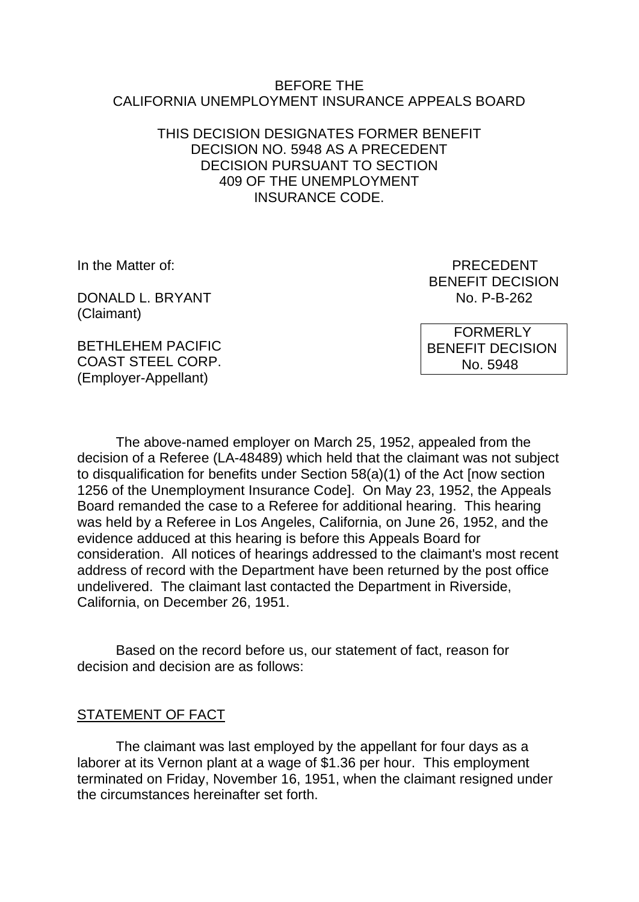BEFORE THE
CALIFORNIA UNEMPLOYMENT INSURANCE APPEALS BOARD

THIS DECISION DESIGNATES FORMER BENEFIT DECISION NO. 5948 AS A PRECEDENT DECISION PURSUANT TO SECTION 409 OF THE UNEMPLOYMENT INSURANCE CODE.

In the Matter of:

DONALD L. BRYANT
(Claimant)

BETHLEHEM PACIFIC COAST STEEL CORP.
(Employer-Appellant)

PRECEDENT
BENEFIT DECISION
No. P-B-262

FORMERLY
BENEFIT DECISION
No. 5948

The above-named employer on March 25, 1952, appealed from the decision of a Referee (LA-48489) which held that the claimant was not subject to disqualification for benefits under Section 58(a)(1) of the Act [now section 1256 of the Unemployment Insurance Code]. On May 23, 1952, the Appeals Board remanded the case to a Referee for additional hearing. This hearing was held by a Referee in Los Angeles, California, on June 26, 1952, and the evidence adduced at this hearing is before this Appeals Board for consideration. All notices of hearings addressed to the claimant's most recent address of record with the Department have been returned by the post office undelivered. The claimant last contacted the Department in Riverside, California, on December 26, 1951.

Based on the record before us, our statement of fact, reason for decision and decision are as follows:

STATEMENT OF FACT

The claimant was last employed by the appellant for four days as a laborer at its Vernon plant at a wage of $1.36 per hour. This employment terminated on Friday, November 16, 1951, when the claimant resigned under the circumstances hereinafter set forth.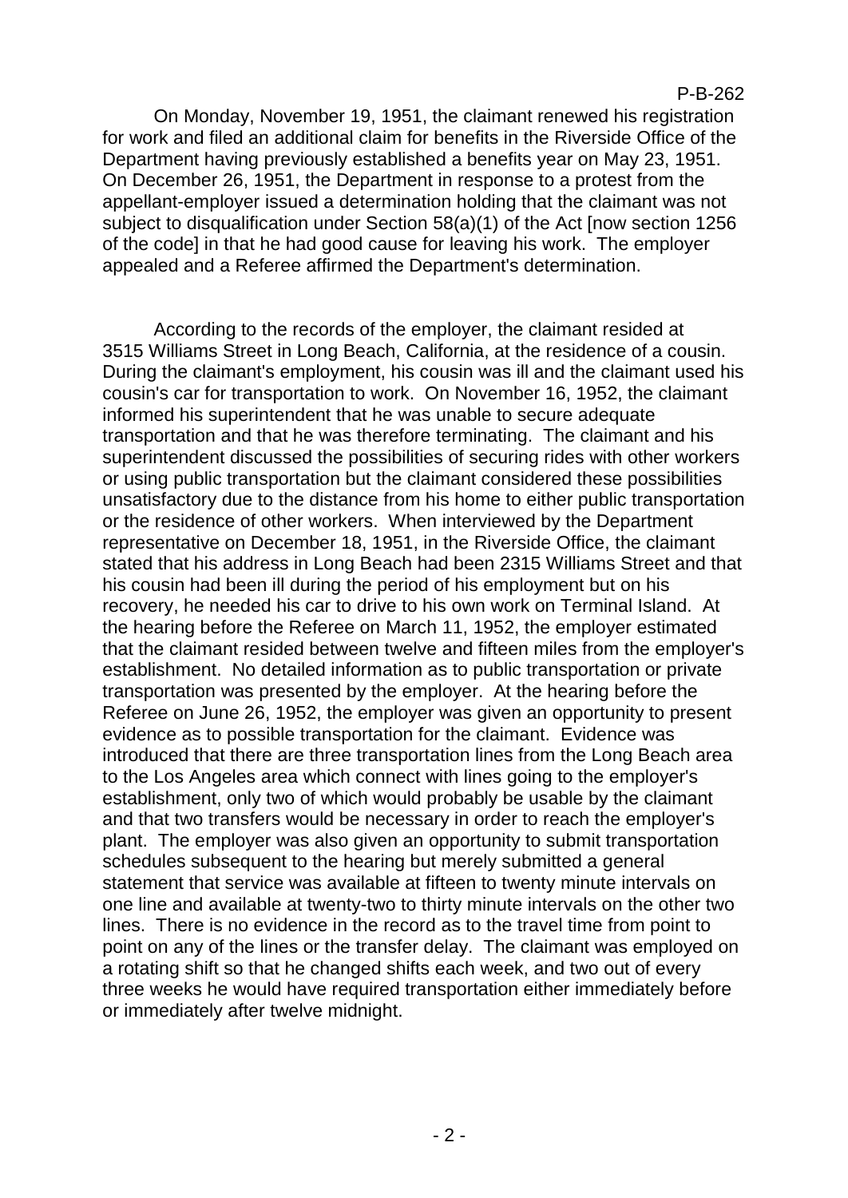On Monday, November 19, 1951, the claimant renewed his registration for work and filed an additional claim for benefits in the Riverside Office of the Department having previously established a benefits year on May 23, 1951. On December 26, 1951, the Department in response to a protest from the appellant-employer issued a determination holding that the claimant was not subject to disqualification under Section 58(a)(1) of the Act [now section 1256 of the code] in that he had good cause for leaving his work. The employer appealed and a Referee affirmed the Department's determination.

According to the records of the employer, the claimant resided at 3515 Williams Street in Long Beach, California, at the residence of a cousin. During the claimant's employment, his cousin was ill and the claimant used his cousin's car for transportation to work. On November 16, 1952, the claimant informed his superintendent that he was unable to secure adequate transportation and that he was therefore terminating. The claimant and his superintendent discussed the possibilities of securing rides with other workers or using public transportation but the claimant considered these possibilities unsatisfactory due to the distance from his home to either public transportation or the residence of other workers. When interviewed by the Department representative on December 18, 1951, in the Riverside Office, the claimant stated that his address in Long Beach had been 2315 Williams Street and that his cousin had been ill during the period of his employment but on his recovery, he needed his car to drive to his own work on Terminal Island. At the hearing before the Referee on March 11, 1952, the employer estimated that the claimant resided between twelve and fifteen miles from the employer's establishment. No detailed information as to public transportation or private transportation was presented by the employer. At the hearing before the Referee on June 26, 1952, the employer was given an opportunity to present evidence as to possible transportation for the claimant. Evidence was introduced that there are three transportation lines from the Long Beach area to the Los Angeles area which connect with lines going to the employer's establishment, only two of which would probably be usable by the claimant and that two transfers would be necessary in order to reach the employer's plant. The employer was also given an opportunity to submit transportation schedules subsequent to the hearing but merely submitted a general statement that service was available at fifteen to twenty minute intervals on one line and available at twenty-two to thirty minute intervals on the other two lines. There is no evidence in the record as to the travel time from point to point on any of the lines or the transfer delay. The claimant was employed on a rotating shift so that he changed shifts each week, and two out of every three weeks he would have required transportation either immediately before or immediately after twelve midnight.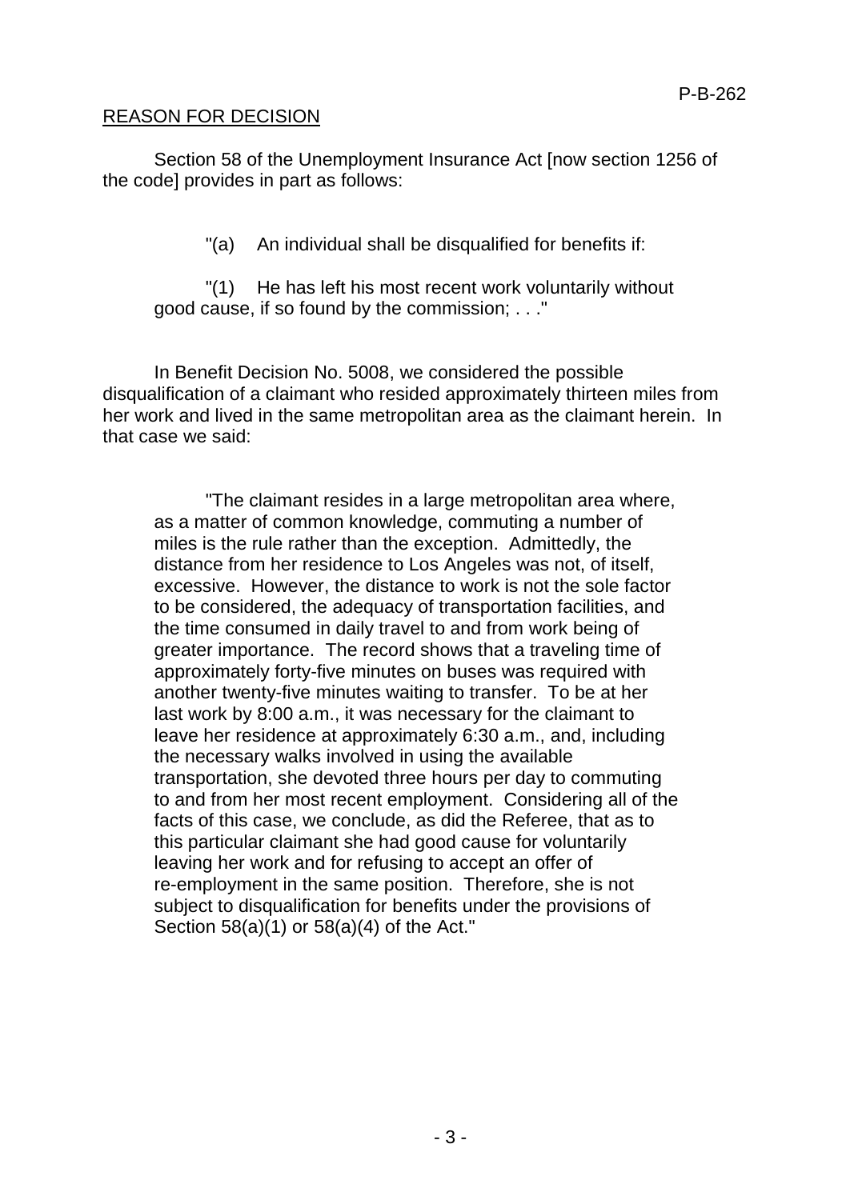## REASON FOR DECISION

Section 58 of the Unemployment Insurance Act [now section 1256 of the code] provides in part as follows:

> "(a) An individual shall be disqualified for benefits if:
>
> "(1) He has left his most recent work voluntarily without good cause, if so found by the commission; . . ."

In Benefit Decision No. 5008, we considered the possible disqualification of a claimant who resided approximately thirteen miles from her work and lived in the same metropolitan area as the claimant herein. In that case we said:

> "The claimant resides in a large metropolitan area where, as a matter of common knowledge, commuting a number of miles is the rule rather than the exception. Admittedly, the distance from her residence to Los Angeles was not, of itself, excessive. However, the distance to work is not the sole factor to be considered, the adequacy of transportation facilities, and the time consumed in daily travel to and from work being of greater importance. The record shows that a traveling time of approximately forty-five minutes on buses was required with another twenty-five minutes waiting to transfer. To be at her last work by 8:00 a.m., it was necessary for the claimant to leave her residence at approximately 6:30 a.m., and, including the necessary walks involved in using the available transportation, she devoted three hours per day to commuting to and from her most recent employment. Considering all of the facts of this case, we conclude, as did the Referee, that as to this particular claimant she had good cause for voluntarily leaving her work and for refusing to accept an offer of re-employment in the same position. Therefore, she is not subject to disqualification for benefits under the provisions of Section 58(a)(1) or 58(a)(4) of the Act."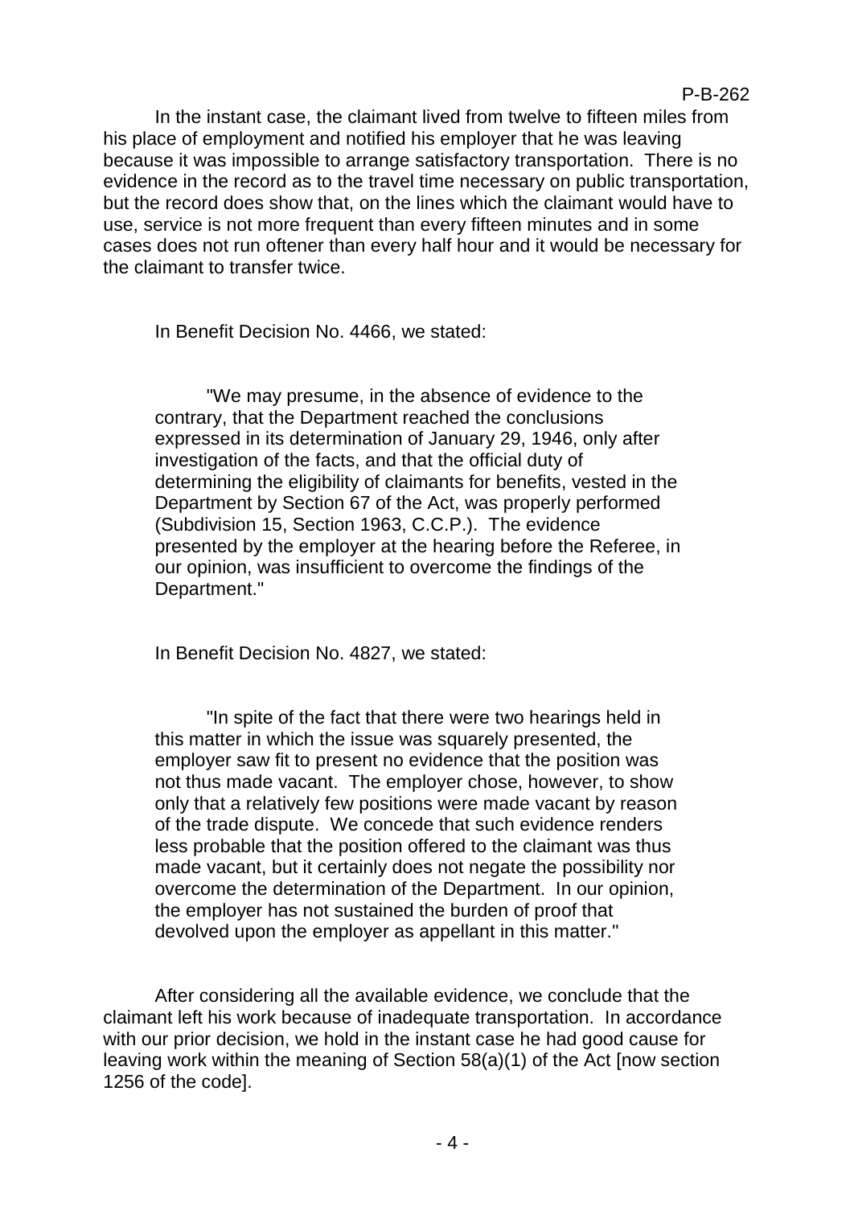In the instant case, the claimant lived from twelve to fifteen miles from his place of employment and notified his employer that he was leaving because it was impossible to arrange satisfactory transportation. There is no evidence in the record as to the travel time necessary on public transportation, but the record does show that, on the lines which the claimant would have to use, service is not more frequent than every fifteen minutes and in some cases does not run oftener than every half hour and it would be necessary for the claimant to transfer twice.

In Benefit Decision No. 4466, we stated:

> "We may presume, in the absence of evidence to the contrary, that the Department reached the conclusions expressed in its determination of January 29, 1946, only after investigation of the facts, and that the official duty of determining the eligibility of claimants for benefits, vested in the Department by Section 67 of the Act, was properly performed (Subdivision 15, Section 1963, C.C.P.). The evidence presented by the employer at the hearing before the Referee, in our opinion, was insufficient to overcome the findings of the Department."

In Benefit Decision No. 4827, we stated:

> "In spite of the fact that there were two hearings held in this matter in which the issue was squarely presented, the employer saw fit to present no evidence that the position was not thus made vacant. The employer chose, however, to show only that a relatively few positions were made vacant by reason of the trade dispute. We concede that such evidence renders less probable that the position offered to the claimant was thus made vacant, but it certainly does not negate the possibility nor overcome the determination of the Department. In our opinion, the employer has not sustained the burden of proof that devolved upon the employer as appellant in this matter."

After considering all the available evidence, we conclude that the claimant left his work because of inadequate transportation. In accordance with our prior decision, we hold in the instant case he had good cause for leaving work within the meaning of Section 58(a)(1) of the Act [now section 1256 of the code].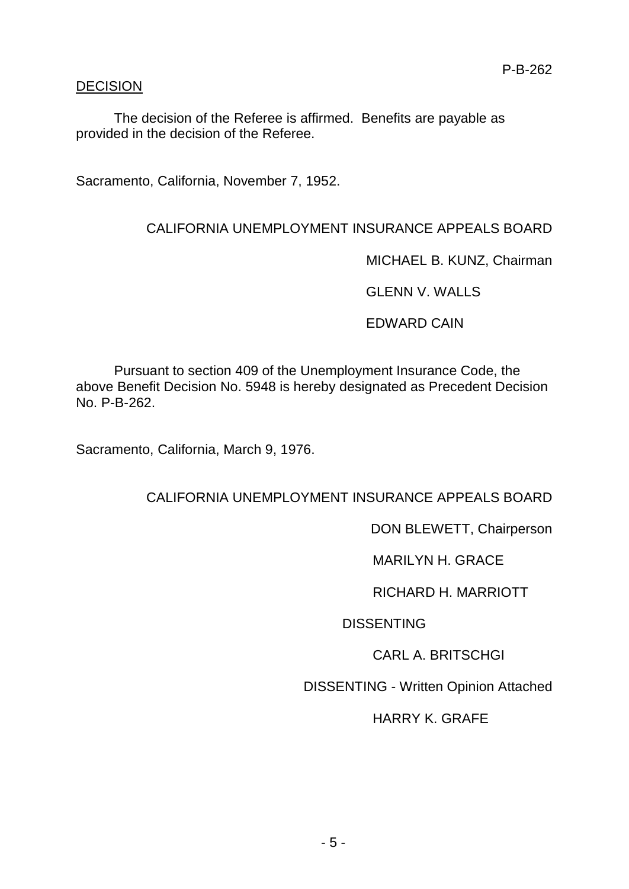## DECISION

The decision of the Referee is affirmed. Benefits are payable as provided in the decision of the Referee.

Sacramento, California, November 7, 1952.

CALIFORNIA UNEMPLOYMENT INSURANCE APPEALS BOARD

MICHAEL B. KUNZ, Chairman

GLENN V. WALLS

EDWARD CAIN

Pursuant to section 409 of the Unemployment Insurance Code, the above Benefit Decision No. 5948 is hereby designated as Precedent Decision No. P-B-262.

Sacramento, California, March 9, 1976.

CALIFORNIA UNEMPLOYMENT INSURANCE APPEALS BOARD

DON BLEWETT, Chairperson

MARILYN H. GRACE

RICHARD H. MARRIOTT

DISSENTING

CARL A. BRITSCHGI

DISSENTING - Written Opinion Attached

HARRY K. GRAFE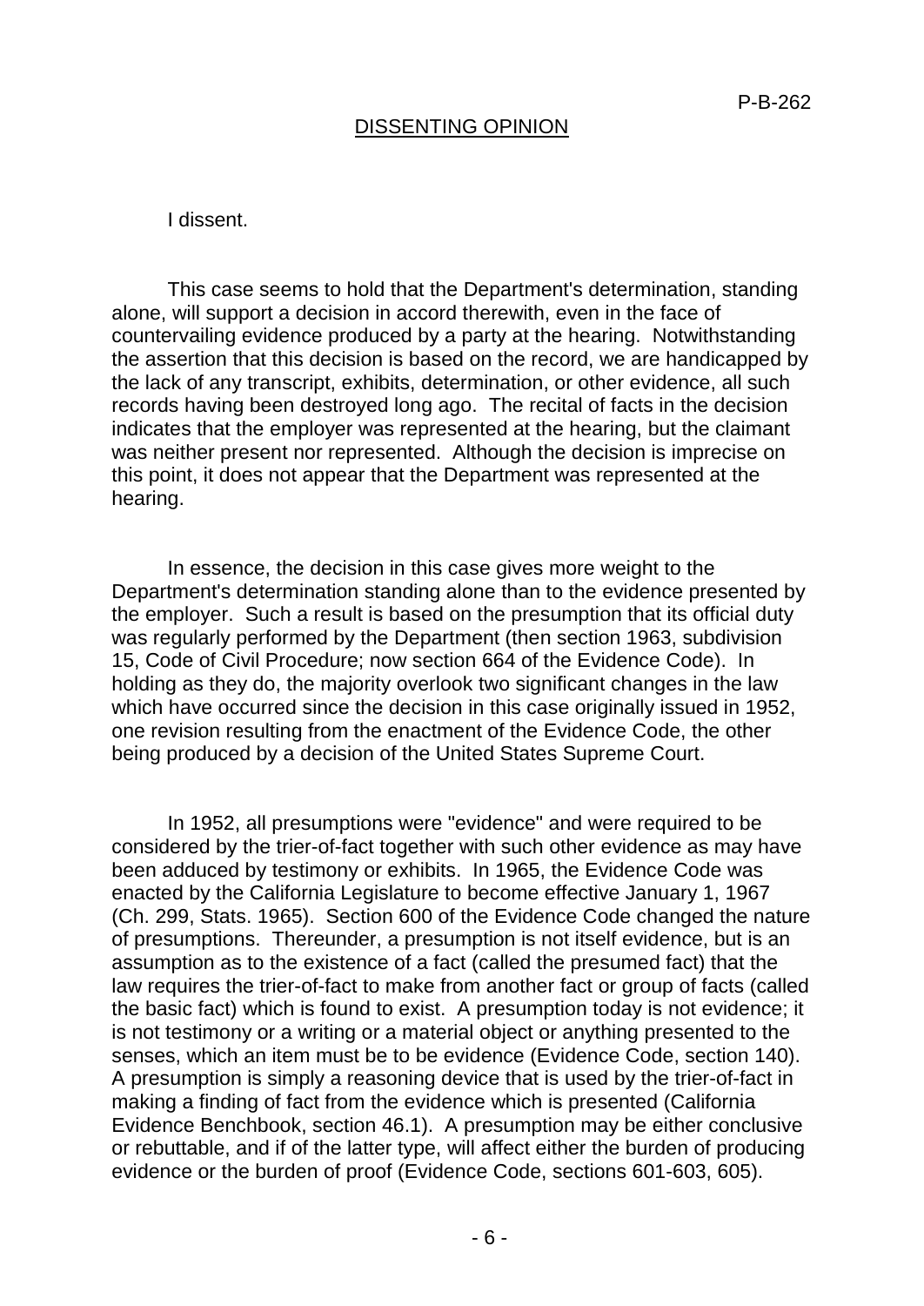P-B-262

## DISSENTING OPINION

I dissent.

This case seems to hold that the Department's determination, standing alone, will support a decision in accord therewith, even in the face of countervailing evidence produced by a party at the hearing. Notwithstanding the assertion that this decision is based on the record, we are handicapped by the lack of any transcript, exhibits, determination, or other evidence, all such records having been destroyed long ago. The recital of facts in the decision indicates that the employer was represented at the hearing, but the claimant was neither present nor represented. Although the decision is imprecise on this point, it does not appear that the Department was represented at the hearing.

In essence, the decision in this case gives more weight to the Department's determination standing alone than to the evidence presented by the employer. Such a result is based on the presumption that its official duty was regularly performed by the Department (then section 1963, subdivision 15, Code of Civil Procedure; now section 664 of the Evidence Code). In holding as they do, the majority overlook two significant changes in the law which have occurred since the decision in this case originally issued in 1952, one revision resulting from the enactment of the Evidence Code, the other being produced by a decision of the United States Supreme Court.

In 1952, all presumptions were "evidence" and were required to be considered by the trier-of-fact together with such other evidence as may have been adduced by testimony or exhibits. In 1965, the Evidence Code was enacted by the California Legislature to become effective January 1, 1967 (Ch. 299, Stats. 1965). Section 600 of the Evidence Code changed the nature of presumptions. Thereunder, a presumption is not itself evidence, but is an assumption as to the existence of a fact (called the presumed fact) that the law requires the trier-of-fact to make from another fact or group of facts (called the basic fact) which is found to exist. A presumption today is not evidence; it is not testimony or a writing or a material object or anything presented to the senses, which an item must be to be evidence (Evidence Code, section 140). A presumption is simply a reasoning device that is used by the trier-of-fact in making a finding of fact from the evidence which is presented (California Evidence Benchbook, section 46.1). A presumption may be either conclusive or rebuttable, and if of the latter type, will affect either the burden of producing evidence or the burden of proof (Evidence Code, sections 601-603, 605).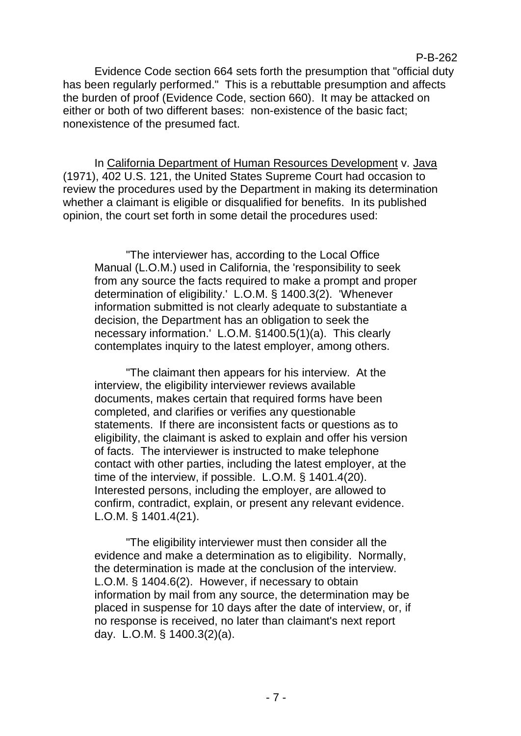Evidence Code section 664 sets forth the presumption that "official duty has been regularly performed." This is a rebuttable presumption and affects the burden of proof (Evidence Code, section 660). It may be attacked on either or both of two different bases: non-existence of the basic fact; nonexistence of the presumed fact.

In California Department of Human Resources Development v. Java (1971), 402 U.S. 121, the United States Supreme Court had occasion to review the procedures used by the Department in making its determination whether a claimant is eligible or disqualified for benefits. In its published opinion, the court set forth in some detail the procedures used:

> "The interviewer has, according to the Local Office Manual (L.O.M.) used in California, the 'responsibility to seek from any source the facts required to make a prompt and proper determination of eligibility.' L.O.M. § 1400.3(2). 'Whenever information submitted is not clearly adequate to substantiate a decision, the Department has an obligation to seek the necessary information.' L.O.M. §1400.5(1)(a). This clearly contemplates inquiry to the latest employer, among others.
>
> "The claimant then appears for his interview. At the interview, the eligibility interviewer reviews available documents, makes certain that required forms have been completed, and clarifies or verifies any questionable statements. If there are inconsistent facts or questions as to eligibility, the claimant is asked to explain and offer his version of facts. The interviewer is instructed to make telephone contact with other parties, including the latest employer, at the time of the interview, if possible. L.O.M. § 1401.4(20). Interested persons, including the employer, are allowed to confirm, contradict, explain, or present any relevant evidence. L.O.M. § 1401.4(21).
>
> "The eligibility interviewer must then consider all the evidence and make a determination as to eligibility. Normally, the determination is made at the conclusion of the interview. L.O.M. § 1404.6(2). However, if necessary to obtain information by mail from any source, the determination may be placed in suspense for 10 days after the date of interview, or, if no response is received, no later than claimant's next report day. L.O.M. § 1400.3(2)(a).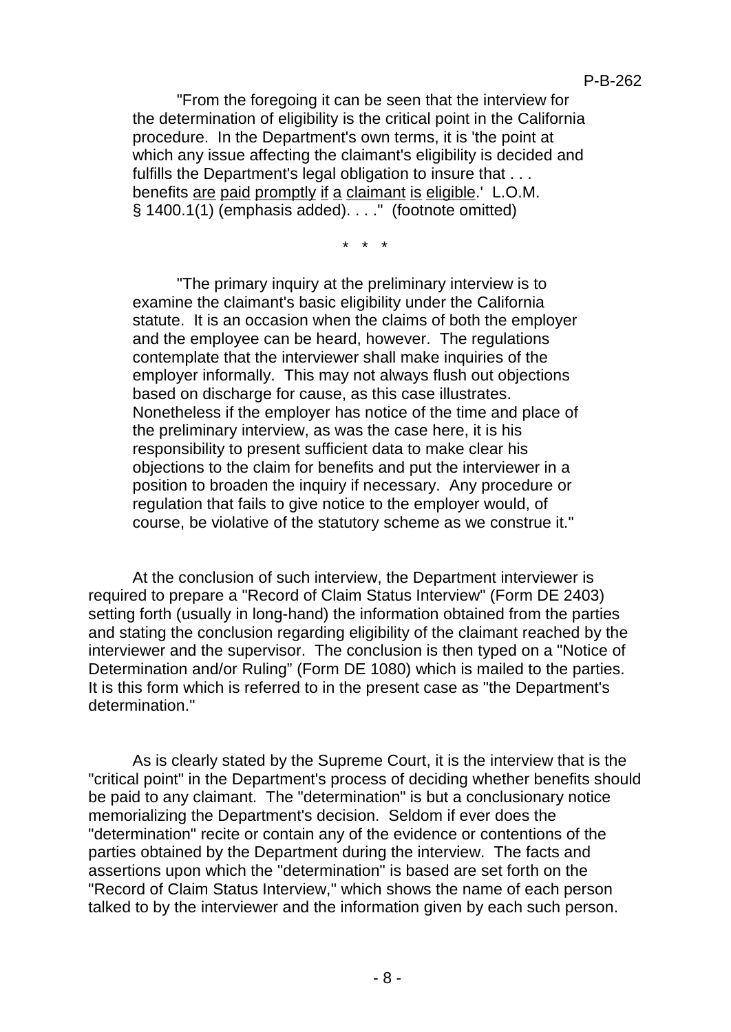"From the foregoing it can be seen that the interview for the determination of eligibility is the critical point in the California procedure. In the Department's own terms, it is 'the point at which any issue affecting the claimant's eligibility is decided and fulfills the Department's legal obligation to insure that . . . benefits <u>are</u> <u>paid</u> <u>promptly</u> <u>if</u> <u>a</u> <u>claimant</u> <u>is</u> <u>eligible</u>.' L.O.M. § 1400.1(1) (emphasis added). . . ." (footnote omitted)

\* \* \*

"The primary inquiry at the preliminary interview is to examine the claimant's basic eligibility under the California statute. It is an occasion when the claims of both the employer and the employee can be heard, however. The regulations contemplate that the interviewer shall make inquiries of the employer informally. This may not always flush out objections based on discharge for cause, as this case illustrates. Nonetheless if the employer has notice of the time and place of the preliminary interview, as was the case here, it is his responsibility to present sufficient data to make clear his objections to the claim for benefits and put the interviewer in a position to broaden the inquiry if necessary. Any procedure or regulation that fails to give notice to the employer would, of course, be violative of the statutory scheme as we construe it."

At the conclusion of such interview, the Department interviewer is required to prepare a "Record of Claim Status Interview" (Form DE 2403) setting forth (usually in long-hand) the information obtained from the parties and stating the conclusion regarding eligibility of the claimant reached by the interviewer and the supervisor. The conclusion is then typed on a "Notice of Determination and/or Ruling" (Form DE 1080) which is mailed to the parties. It is this form which is referred to in the present case as "the Department's determination."

As is clearly stated by the Supreme Court, it is the interview that is the "critical point" in the Department's process of deciding whether benefits should be paid to any claimant. The "determination" is but a conclusionary notice memorializing the Department's decision. Seldom if ever does the "determination" recite or contain any of the evidence or contentions of the parties obtained by the Department during the interview. The facts and assertions upon which the "determination" is based are set forth on the "Record of Claim Status Interview," which shows the name of each person talked to by the interviewer and the information given by each such person.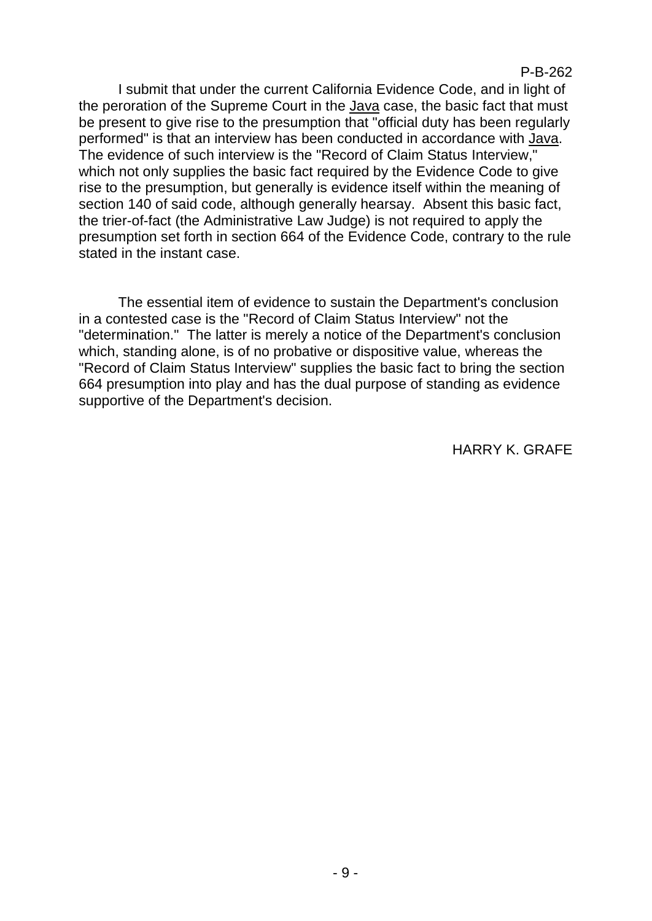I submit that under the current California Evidence Code, and in light of the peroration of the Supreme Court in the Java case, the basic fact that must be present to give rise to the presumption that "official duty has been regularly performed" is that an interview has been conducted in accordance with Java. The evidence of such interview is the "Record of Claim Status Interview," which not only supplies the basic fact required by the Evidence Code to give rise to the presumption, but generally is evidence itself within the meaning of section 140 of said code, although generally hearsay. Absent this basic fact, the trier-of-fact (the Administrative Law Judge) is not required to apply the presumption set forth in section 664 of the Evidence Code, contrary to the rule stated in the instant case.

The essential item of evidence to sustain the Department's conclusion in a contested case is the "Record of Claim Status Interview" not the "determination." The latter is merely a notice of the Department's conclusion which, standing alone, is of no probative or dispositive value, whereas the "Record of Claim Status Interview" supplies the basic fact to bring the section 664 presumption into play and has the dual purpose of standing as evidence supportive of the Department's decision.

HARRY K. GRAFE